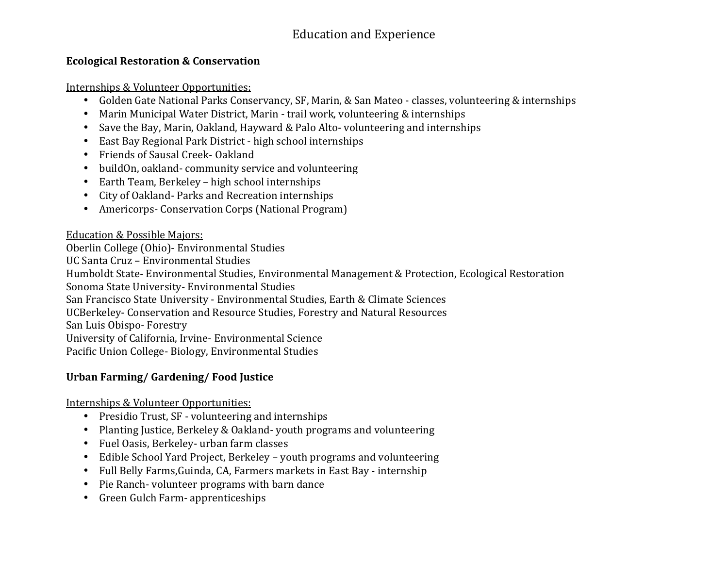# Education and Experience

## Ecological Restoration & Conservation

Internships & Volunteer Opportunities:

- Golden Gate National Parks Conservancy, SF, Marin, & San Mateo - classes, volunteering & internships
- Marin Municipal Water District, Marin - trail work, volunteering & internships
- Save the Bay, Marin, Oakland, Hayward & Palo Alto- volunteering and internships
- East Bay Regional Park District - high school internships
- Friends of Sausal Creek- Oakland
- buildOn, oakland- community service and volunteering
- Earth Team, Berkeley – high school internships
- City of Oakland- Parks and Recreation internships
- Americorps- Conservation Corps (National Program)

Education & Possible Majors:

Oberlin College (Ohio)- Environmental Studies
UC Santa Cruz – Environmental Studies
Humboldt State- Environmental Studies, Environmental Management & Protection, Ecological Restoration
Sonoma State University- Environmental Studies
San Francisco State University - Environmental Studies, Earth & Climate Sciences
UCBerkeley- Conservation and Resource Studies, Forestry and Natural Resources
San Luis Obispo- Forestry
University of California, Irvine- Environmental Science
Pacific Union College- Biology, Environmental Studies

## Urban Farming/ Gardening/ Food Justice

Internships & Volunteer Opportunities:

- Presidio Trust, SF - volunteering and internships
- Planting Justice, Berkeley & Oakland- youth programs and volunteering
- Fuel Oasis, Berkeley- urban farm classes
- Edible School Yard Project, Berkeley – youth programs and volunteering
- Full Belly Farms,Guinda, CA, Farmers markets in East Bay - internship
- Pie Ranch- volunteer programs with barn dance
- Green Gulch Farm- apprenticeships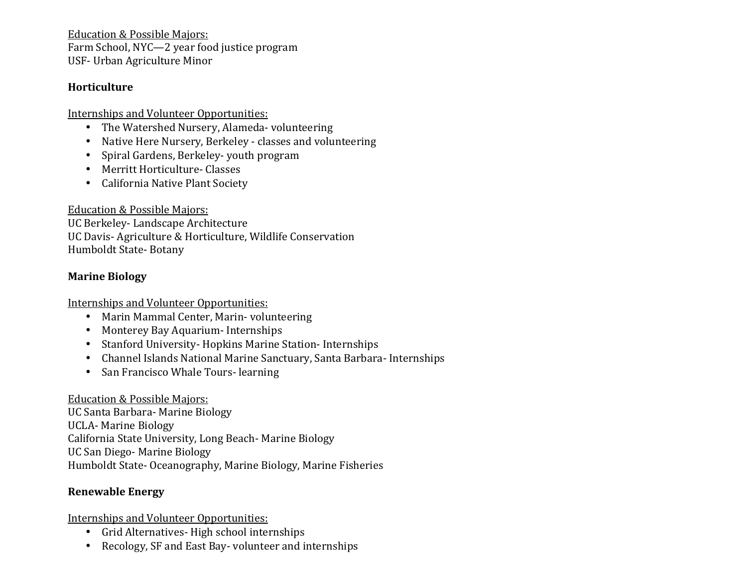Education & Possible Majors:
Farm School, NYC—2 year food justice program
USF- Urban Agriculture Minor

**Horticulture**

Internships and Volunteer Opportunities:

- The Watershed Nursery, Alameda- volunteering
- Native Here Nursery, Berkeley - classes and volunteering
- Spiral Gardens, Berkeley- youth program
- Merritt Horticulture- Classes
- California Native Plant Society

Education & Possible Majors:
UC Berkeley- Landscape Architecture
UC Davis- Agriculture & Horticulture, Wildlife Conservation
Humboldt State- Botany

**Marine Biology**

Internships and Volunteer Opportunities:

- Marin Mammal Center, Marin- volunteering
- Monterey Bay Aquarium- Internships
- Stanford University- Hopkins Marine Station- Internships
- Channel Islands National Marine Sanctuary, Santa Barbara- Internships
- San Francisco Whale Tours- learning

Education & Possible Majors:
UC Santa Barbara- Marine Biology
UCLA- Marine Biology
California State University, Long Beach- Marine Biology
UC San Diego- Marine Biology
Humboldt State- Oceanography, Marine Biology, Marine Fisheries

**Renewable Energy**

Internships and Volunteer Opportunities:

- Grid Alternatives- High school internships
- Recology, SF and East Bay- volunteer and internships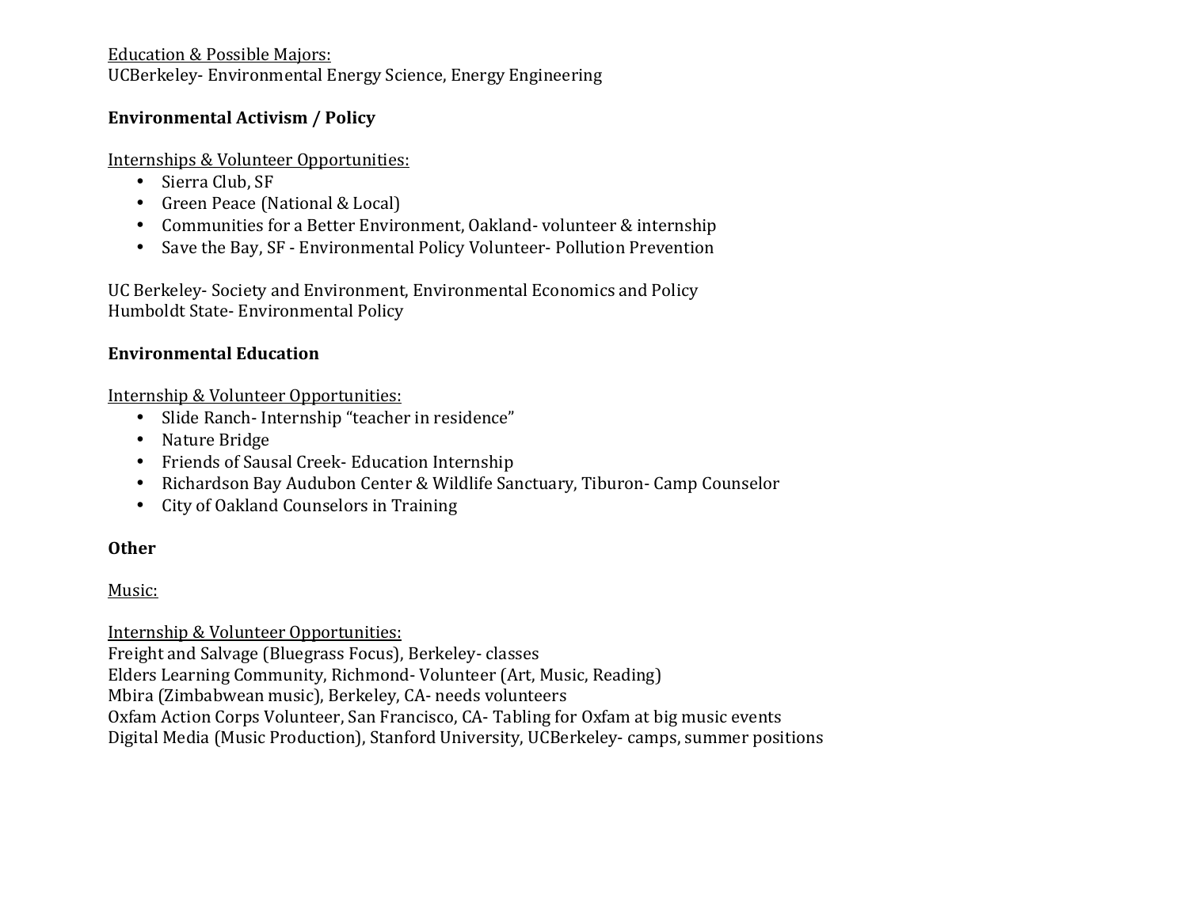Education & Possible Majors:
UCBerkeley- Environmental Energy Science, Energy Engineering

**Environmental Activism / Policy**

Internships & Volunteer Opportunities:

- Sierra Club, SF
- Green Peace (National & Local)
- Communities for a Better Environment, Oakland- volunteer & internship
- Save the Bay, SF - Environmental Policy Volunteer- Pollution Prevention

UC Berkeley- Society and Environment, Environmental Economics and Policy
Humboldt State- Environmental Policy

**Environmental Education**

Internship & Volunteer Opportunities:

- Slide Ranch- Internship “teacher in residence”
- Nature Bridge
- Friends of Sausal Creek- Education Internship
- Richardson Bay Audubon Center & Wildlife Sanctuary, Tiburon- Camp Counselor
- City of Oakland Counselors in Training

**Other**

Music:

Internship & Volunteer Opportunities:
Freight and Salvage (Bluegrass Focus), Berkeley- classes
Elders Learning Community, Richmond- Volunteer (Art, Music, Reading)
Mbira (Zimbabwean music), Berkeley, CA- needs volunteers
Oxfam Action Corps Volunteer, San Francisco, CA- Tabling for Oxfam at big music events
Digital Media (Music Production), Stanford University, UCBerkeley- camps, summer positions